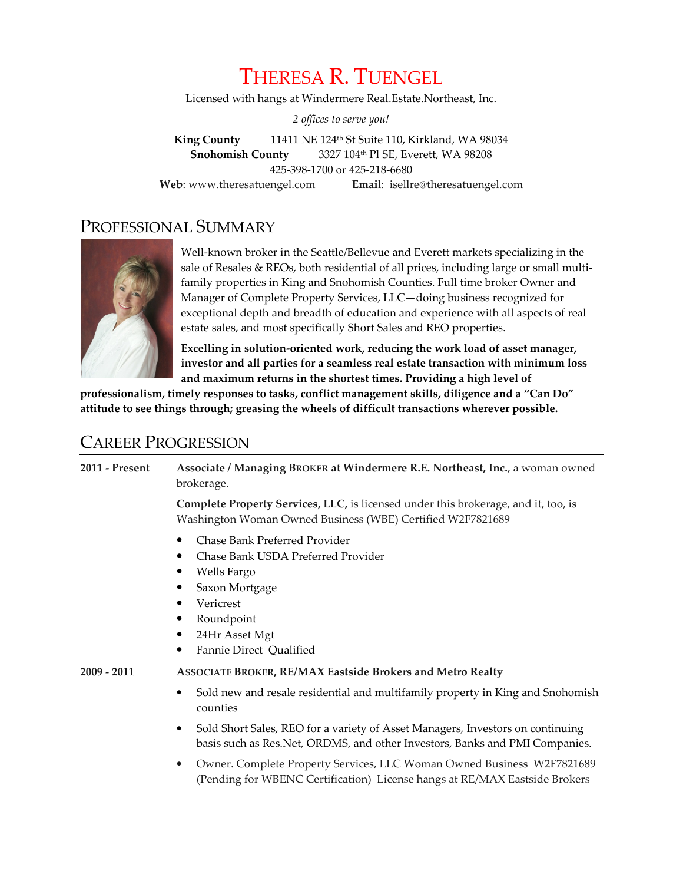# THERESA R. TUENGEL

Licensed with hangs at Windermere Real.Estate.Northeast, Inc.

*2 offices to serve you!*

**King County** 11411 NE 124th St Suite 110, Kirkland, WA 98034
**Snohomish County** 3327 104th Pl SE, Everett, WA 98208
425-398-1700 or 425-218-6680
**Web**: www.theresatuengel.com **Email**: isellre@theresatuengel.com

## PROFESSIONAL SUMMARY

Well-known broker in the Seattle/Bellevue and Everett markets specializing in the sale of Resales & REOs, both residential of all prices, including large or small multi-family properties in King and Snohomish Counties. Full time broker Owner and Manager of Complete Property Services, LLC—doing business recognized for exceptional depth and breadth of education and experience with all aspects of real estate sales, and most specifically Short Sales and REO properties.

**Excelling in solution-oriented work, reducing the work load of asset manager, investor and all parties for a seamless real estate transaction with minimum loss and maximum returns in the shortest times. Providing a high level of professionalism, timely responses to tasks, conflict management skills, diligence and a "Can Do" attitude to see things through; greasing the wheels of difficult transactions wherever possible.**

## CAREER PROGRESSION

**2011 - Present**

**Associate / Managing BROKER at Windermere R.E. Northeast, Inc.**, a woman owned brokerage.

**Complete Property Services, LLC,** is licensed under this brokerage, and it, too, is Washington Woman Owned Business (WBE) Certified W2F7821689

- Chase Bank Preferred Provider
- Chase Bank USDA Preferred Provider
- Wells Fargo
- Saxon Mortgage
- Vericrest
- Roundpoint
- 24Hr Asset Mgt
- Fannie Direct Qualified

**2009 - 2011**

**ASSOCIATE BROKER, RE/MAX Eastside Brokers and Metro Realty**

- Sold new and resale residential and multifamily property in King and Snohomish counties
- Sold Short Sales, REO for a variety of Asset Managers, Investors on continuing basis such as Res.Net, ORDMS, and other Investors, Banks and PMI Companies.
- Owner. Complete Property Services, LLC Woman Owned Business W2F7821689 (Pending for WBENC Certification) License hangs at RE/MAX Eastside Brokers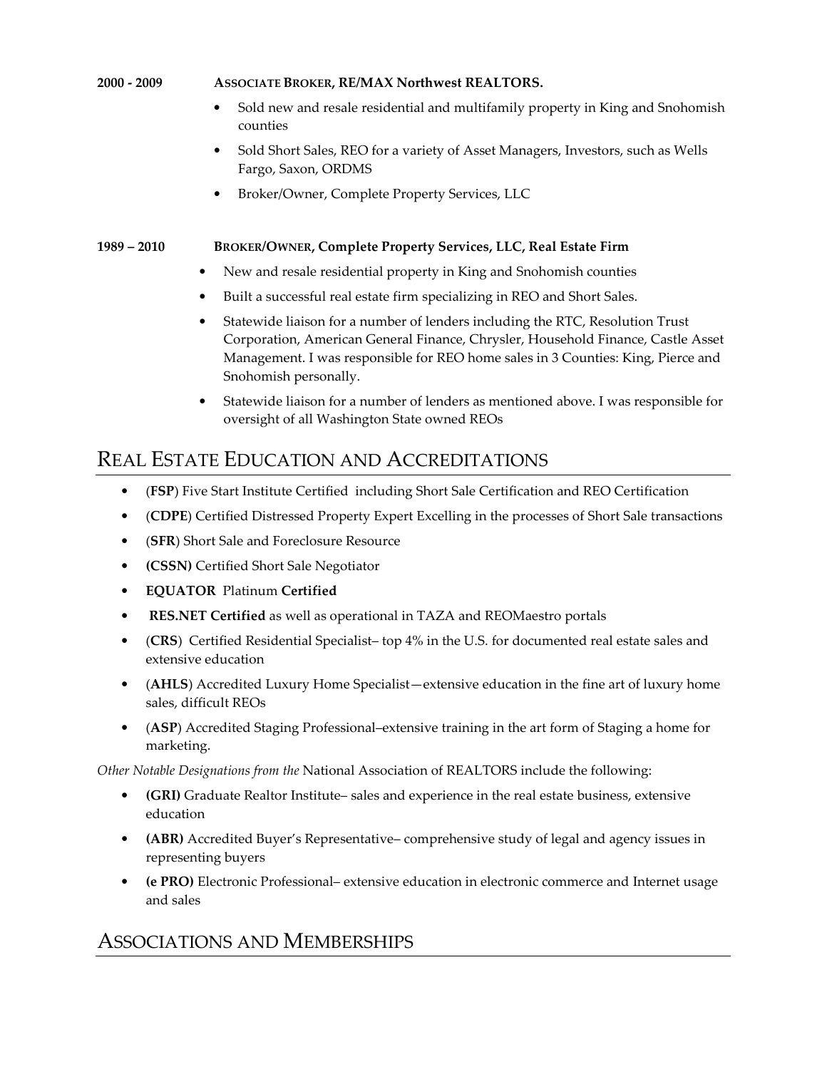**2000 - 2009** **ASSOCIATE BROKER, RE/MAX Northwest REALTORS.**

- Sold new and resale residential and multifamily property in King and Snohomish counties
- Sold Short Sales, REO for a variety of Asset Managers, Investors, such as Wells Fargo, Saxon, ORDMS
- Broker/Owner, Complete Property Services, LLC

**1989 – 2010** **BROKER/OWNER, Complete Property Services, LLC, Real Estate Firm**

- New and resale residential property in King and Snohomish counties
- Built a successful real estate firm specializing in REO and Short Sales.
- Statewide liaison for a number of lenders including the RTC, Resolution Trust Corporation, American General Finance, Chrysler, Household Finance, Castle Asset Management. I was responsible for REO home sales in 3 Counties: King, Pierce and Snohomish personally.
- Statewide liaison for a number of lenders as mentioned above. I was responsible for oversight of all Washington State owned REOs

## REAL ESTATE EDUCATION AND ACCREDITATIONS

- (**FSP**) Five Start Institute Certified including Short Sale Certification and REO Certification
- (**CDPE**) Certified Distressed Property Expert Excelling in the processes of Short Sale transactions
- (**SFR**) Short Sale and Foreclosure Resource
- **(CSSN)** Certified Short Sale Negotiator
- **EQUATOR** Platinum **Certified**
- **RES.NET Certified** as well as operational in TAZA and REOMaestro portals
- (**CRS**) Certified Residential Specialist– top 4% in the U.S. for documented real estate sales and extensive education
- (**AHLS**) Accredited Luxury Home Specialist—extensive education in the fine art of luxury home sales, difficult REOs
- (**ASP**) Accredited Staging Professional–extensive training in the art form of Staging a home for marketing.

*Other Notable Designations from the* National Association of REALTORS include the following:

- **(GRI)** Graduate Realtor Institute– sales and experience in the real estate business, extensive education
- **(ABR)** Accredited Buyer's Representative– comprehensive study of legal and agency issues in representing buyers
- **(e PRO)** Electronic Professional– extensive education in electronic commerce and Internet usage and sales

## ASSOCIATIONS AND MEMBERSHIPS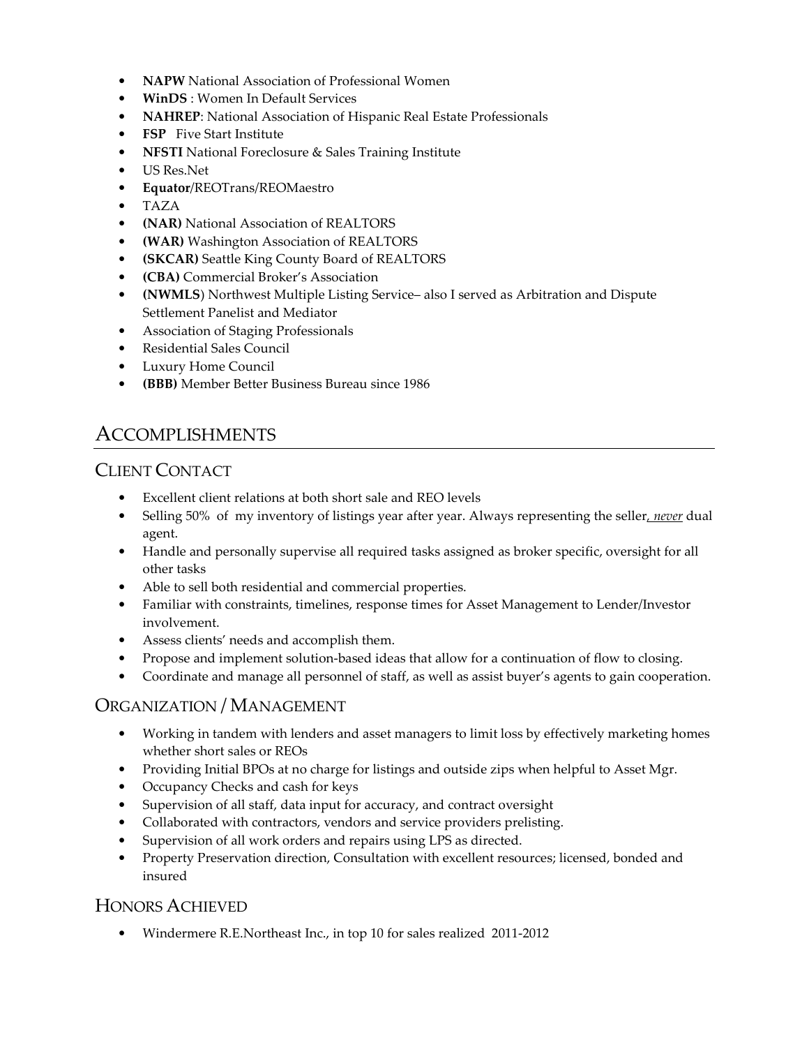- **NAPW** National Association of Professional Women
- **WinDS** : Women In Default Services
- **NAHREP**: National Association of Hispanic Real Estate Professionals
- **FSP** Five Start Institute
- **NFSTI** National Foreclosure & Sales Training Institute
- US Res.Net
- **Equator**/REOTrans/REOMaestro
- TAZA
- **(NAR)** National Association of REALTORS
- **(WAR)** Washington Association of REALTORS
- **(SKCAR)** Seattle King County Board of REALTORS
- **(CBA)** Commercial Broker's Association
- **(NWMLS**) Northwest Multiple Listing Service– also I served as Arbitration and Dispute Settlement Panelist and Mediator
- Association of Staging Professionals
- Residential Sales Council
- Luxury Home Council
- **(BBB)** Member Better Business Bureau since 1986

# Accomplishments

## Client Contact

- Excellent client relations at both short sale and REO levels
- Selling 50% of my inventory of listings year after year. Always representing the seller, ***never*** dual agent.
- Handle and personally supervise all required tasks assigned as broker specific, oversight for all other tasks
- Able to sell both residential and commercial properties.
- Familiar with constraints, timelines, response times for Asset Management to Lender/Investor involvement.
- Assess clients' needs and accomplish them.
- Propose and implement solution-based ideas that allow for a continuation of flow to closing.
- Coordinate and manage all personnel of staff, as well as assist buyer's agents to gain cooperation.

## Organization / Management

- Working in tandem with lenders and asset managers to limit loss by effectively marketing homes whether short sales or REOs
- Providing Initial BPOs at no charge for listings and outside zips when helpful to Asset Mgr.
- Occupancy Checks and cash for keys
- Supervision of all staff, data input for accuracy, and contract oversight
- Collaborated with contractors, vendors and service providers prelisting.
- Supervision of all work orders and repairs using LPS as directed.
- Property Preservation direction, Consultation with excellent resources; licensed, bonded and insured

## Honors Achieved

- Windermere R.E.Northeast Inc., in top 10 for sales realized 2011-2012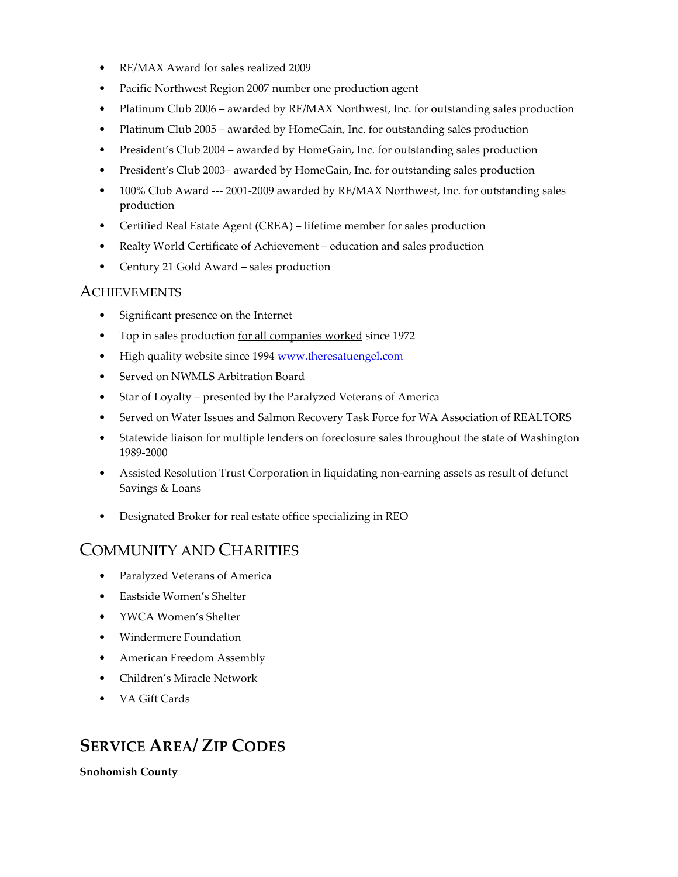- RE/MAX Award for sales realized 2009
- Pacific Northwest Region 2007 number one production agent
- Platinum Club 2006 – awarded by RE/MAX Northwest, Inc. for outstanding sales production
- Platinum Club 2005 – awarded by HomeGain, Inc. for outstanding sales production
- President's Club 2004 – awarded by HomeGain, Inc. for outstanding sales production
- President's Club 2003– awarded by HomeGain, Inc. for outstanding sales production
- 100% Club Award --- 2001-2009 awarded by RE/MAX Northwest, Inc. for outstanding sales production
- Certified Real Estate Agent (CREA) – lifetime member for sales production
- Realty World Certificate of Achievement – education and sales production
- Century 21 Gold Award – sales production

### ACHIEVEMENTS

- Significant presence on the Internet
- Top in sales production <u>for all companies worked</u> since 1972
- High quality website since 1994 [www.theresatuengel.com](http://www.theresatuengel.com)
- Served on NWMLS Arbitration Board
- Star of Loyalty – presented by the Paralyzed Veterans of America
- Served on Water Issues and Salmon Recovery Task Force for WA Association of REALTORS
- Statewide liaison for multiple lenders on foreclosure sales throughout the state of Washington 1989-2000
- Assisted Resolution Trust Corporation in liquidating non-earning assets as result of defunct Savings & Loans
- Designated Broker for real estate office specializing in REO

## COMMUNITY AND CHARITIES

- Paralyzed Veterans of America
- Eastside Women's Shelter
- YWCA Women's Shelter
- Windermere Foundation
- American Freedom Assembly
- Children's Miracle Network
- VA Gift Cards

## SERVICE AREA/ ZIP CODES

**Snohomish County**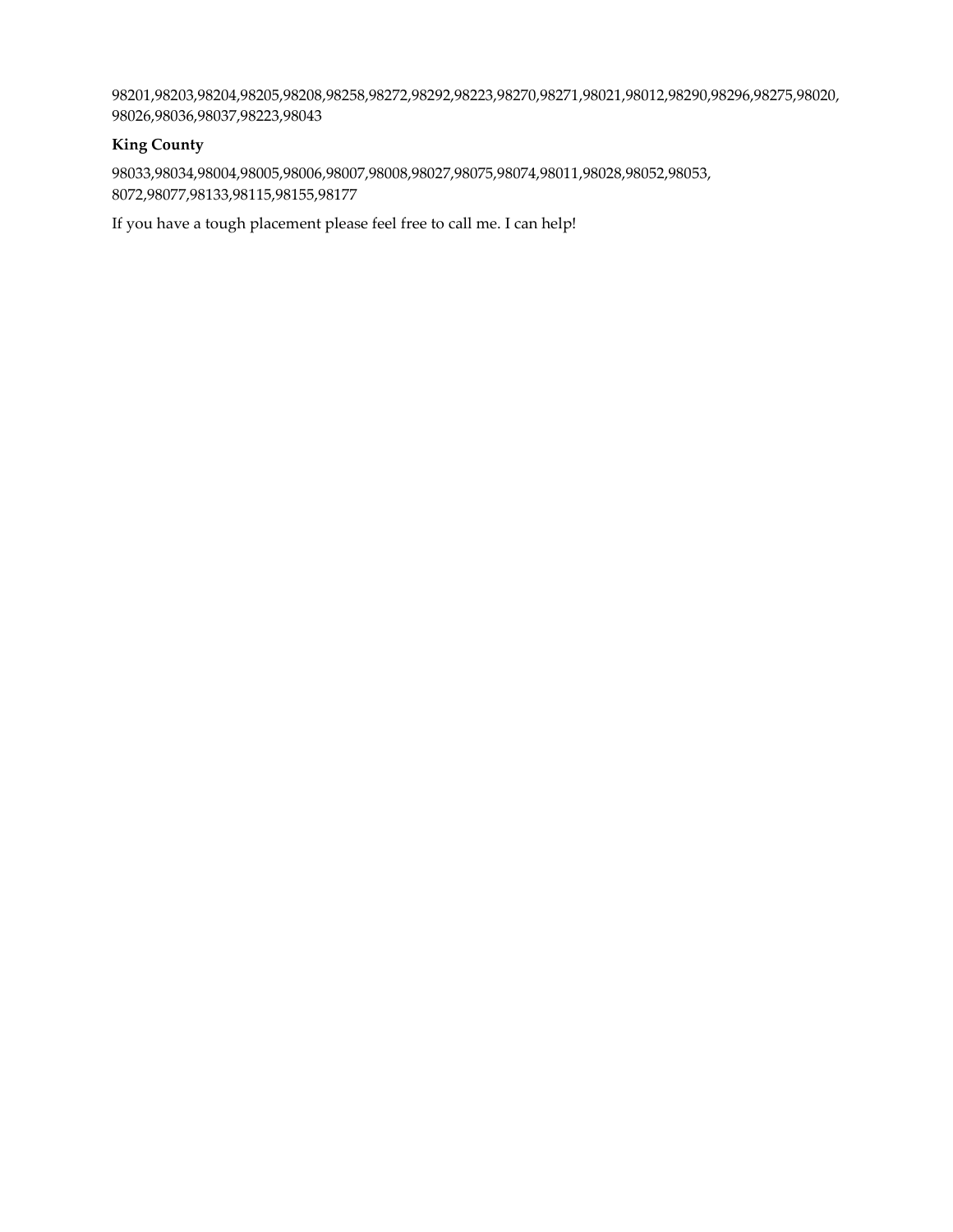98201,98203,98204,98205,98208,98258,98272,98292,98223,98270,98271,98021,98012,98290,98296,98275,98020, 98026,98036,98037,98223,98043

**King County**

98033,98034,98004,98005,98006,98007,98008,98027,98075,98074,98011,98028,98052,98053, 8072,98077,98133,98115,98155,98177

If you have a tough placement please feel free to call me. I can help!